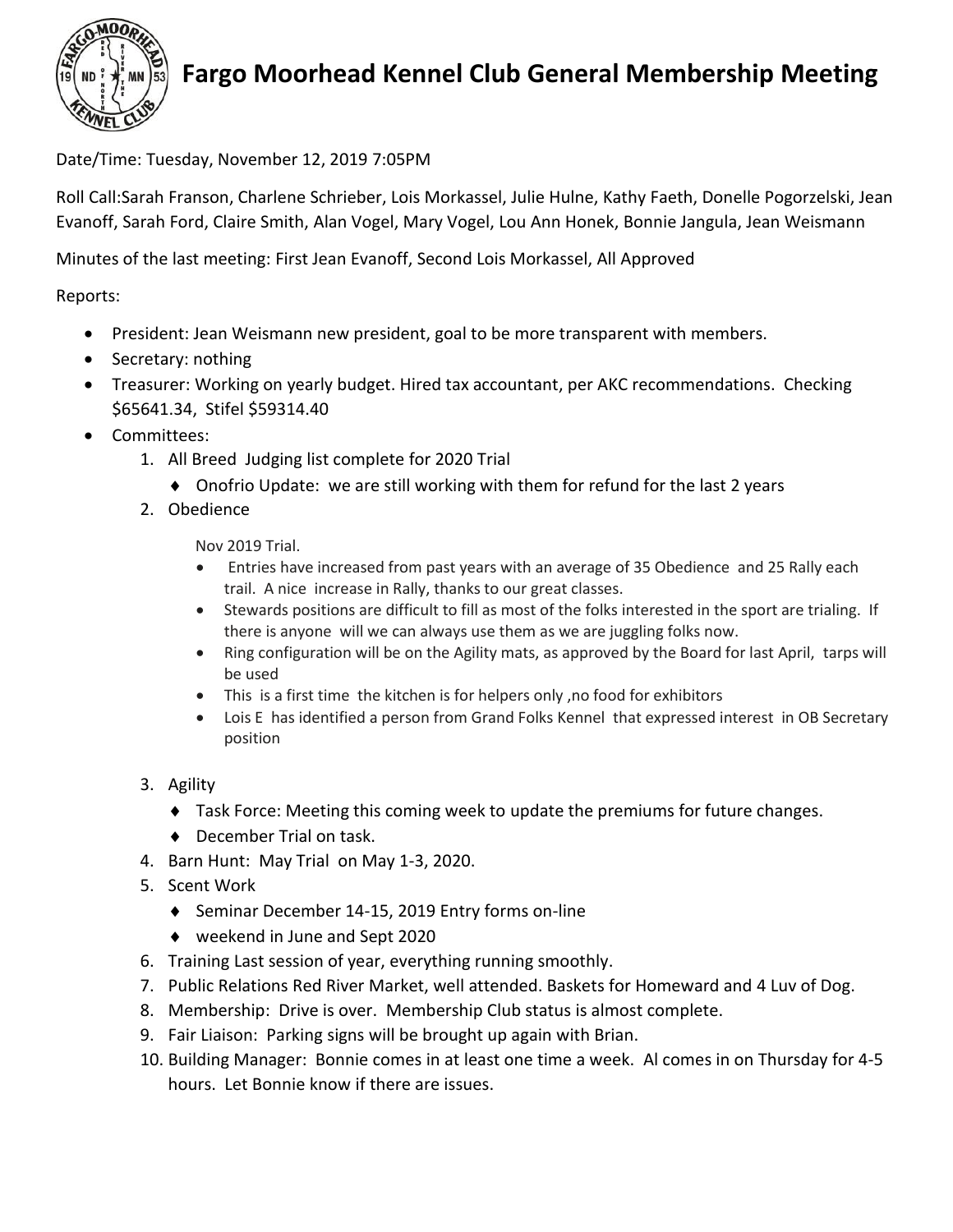# Fargo Moorhead Kennel Club General Membership Meeting

Date/Time: Tuesday, November 12, 2019 7:05PM

Roll Call:Sarah Franson, Charlene Schrieber, Lois Morkassel, Julie Hulne, Kathy Faeth, Donelle Pogorzelski, Jean Evanoff, Sarah Ford, Claire Smith, Alan Vogel, Mary Vogel, Lou Ann Honek, Bonnie Jangula, Jean Weismann

Minutes of the last meeting: First Jean Evanoff, Second Lois Morkassel, All Approved

Reports:

- President: Jean Weismann new president, goal to be more transparent with members.
- Secretary: nothing
- Treasurer: Working on yearly budget. Hired tax accountant, per AKC recommendations. Checking $65641.34, Stifel $59314.40
- Committees:
  1. All Breed Judging list complete for 2020 Trial
     - Onofrio Update: we are still working with them for refund for the last 2 years
  2. Obedience

     Nov 2019 Trial.

     - Entries have increased from past years with an average of 35 Obedience and 25 Rally each trail. A nice increase in Rally, thanks to our great classes.
     - Stewards positions are difficult to fill as most of the folks interested in the sport are trialing. If there is anyone will we can always use them as we are juggling folks now.
     - Ring configuration will be on the Agility mats, as approved by the Board for last April, tarps will be used
     - This is a first time the kitchen is for helpers only ,no food for exhibitors
     - Lois E has identified a person from Grand Folks Kennel that expressed interest in OB Secretary position
  3. Agility
     - Task Force: Meeting this coming week to update the premiums for future changes.
     - December Trial on task.
  4. Barn Hunt: May Trial on May 1-3, 2020.
  5. Scent Work
     - Seminar December 14-15, 2019 Entry forms on-line
     - weekend in June and Sept 2020
  6. Training Last session of year, everything running smoothly.
  7. Public Relations Red River Market, well attended. Baskets for Homeward and 4 Luv of Dog.
  8. Membership: Drive is over. Membership Club status is almost complete.
  9. Fair Liaison: Parking signs will be brought up again with Brian.
  10. Building Manager: Bonnie comes in at least one time a week. Al comes in on Thursday for 4-5 hours. Let Bonnie know if there are issues.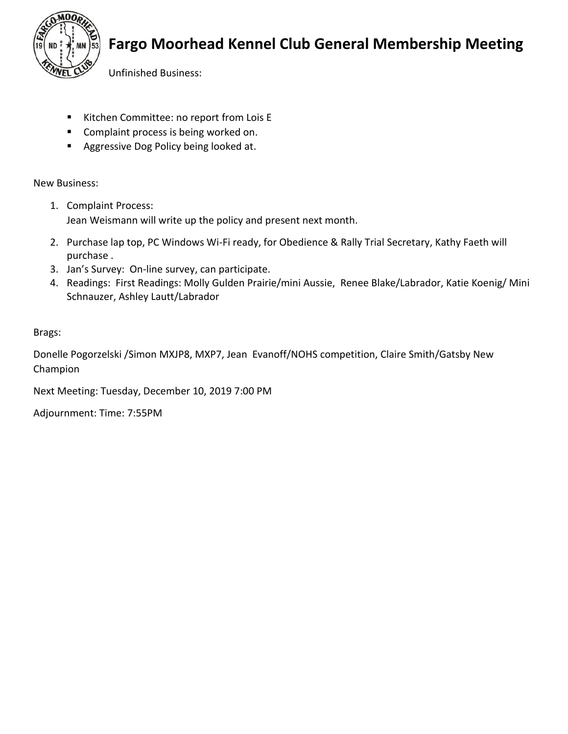# Fargo Moorhead Kennel Club General Membership Meeting

Unfinished Business:

- Kitchen Committee: no report from Lois E
- Complaint process is being worked on.
- Aggressive Dog Policy being looked at.

New Business:

1. Complaint Process:
   Jean Weismann will write up the policy and present next month.
2. Purchase lap top, PC Windows Wi-Fi ready, for Obedience & Rally Trial Secretary, Kathy Faeth will purchase .
3. Jan's Survey: On-line survey, can participate.
4. Readings: First Readings: Molly Gulden Prairie/mini Aussie, Renee Blake/Labrador, Katie Koenig/ Mini Schnauzer, Ashley Lautt/Labrador

Brags:

Donelle Pogorzelski /Simon MXJP8, MXP7, Jean Evanoff/NOHS competition, Claire Smith/Gatsby New Champion

Next Meeting: Tuesday, December 10, 2019 7:00 PM

Adjournment: Time: 7:55PM